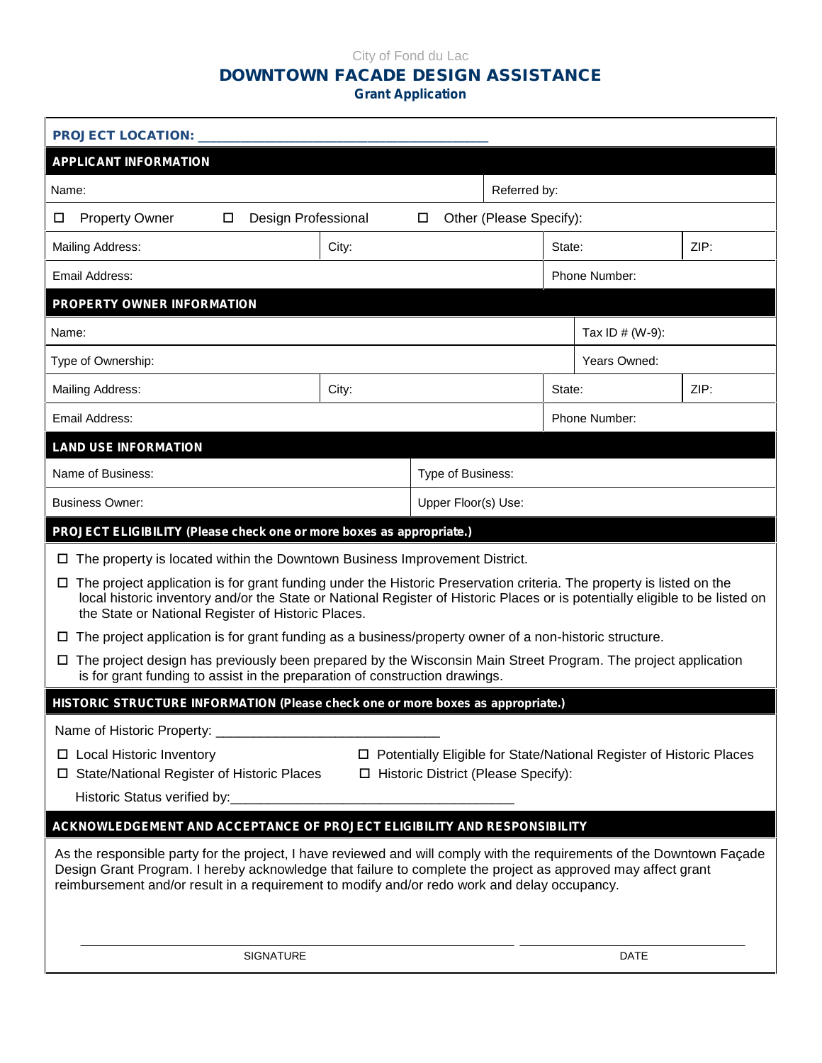City of Fond du Lac

# DOWNTOWN FACADE DESIGN ASSISTANCE

## Grant Application

**PROJECT LOCATION:** ______________________________________

## APPLICANT INFORMATION

| Name: | | Referred by: | |
|---|---|---|---|
| ☐ Property Owner ☐ Design Professional ☐ Other (Please Specify): | | | |
| Mailing Address: | City: | State: | ZIP: |
| Email Address: | | Phone Number: | |

## PROPERTY OWNER INFORMATION

| Name: | | Tax ID # (W-9): | |
|---|---|---|---|
| Type of Ownership: | | Years Owned: | |
| Mailing Address: | City: | State: | ZIP: |
| Email Address: | | Phone Number: | |

## LAND USE INFORMATION

| Name of Business: | Type of Business: |
|---|---|
| Business Owner: | Upper Floor(s) Use: |

## PROJECT ELIGIBILITY (Please check one or more boxes as appropriate.)

- ☐ The property is located within the Downtown Business Improvement District.
- ☐ The project application is for grant funding under the Historic Preservation criteria. The property is listed on the local historic inventory and/or the State or National Register of Historic Places or is potentially eligible to be listed on the State or National Register of Historic Places.
- ☐ The project application is for grant funding as a business/property owner of a non-historic structure.
- ☐ The project design has previously been prepared by the Wisconsin Main Street Program. The project application is for grant funding to assist in the preparation of construction drawings.

## HISTORIC STRUCTURE INFORMATION (Please check one or more boxes as appropriate.)

Name of Historic Property: ______________________________

- ☐ Local Historic Inventory
- ☐ State/National Register of Historic Places
- ☐ Potentially Eligible for State/National Register of Historic Places
- ☐ Historic District (Please Specify):

Historic Status verified by:______________________________________

## ACKNOWLEDGEMENT AND ACCEPTANCE OF PROJECT ELIGIBILITY AND RESPONSIBILITY

As the responsible party for the project, I have reviewed and will comply with the requirements of the Downtown Façade Design Grant Program. I hereby acknowledge that failure to complete the project as approved may affect grant reimbursement and/or result in a requirement to modify and/or redo work and delay occupancy.

_______________________________________________ ______________________________

SIGNATURE DATE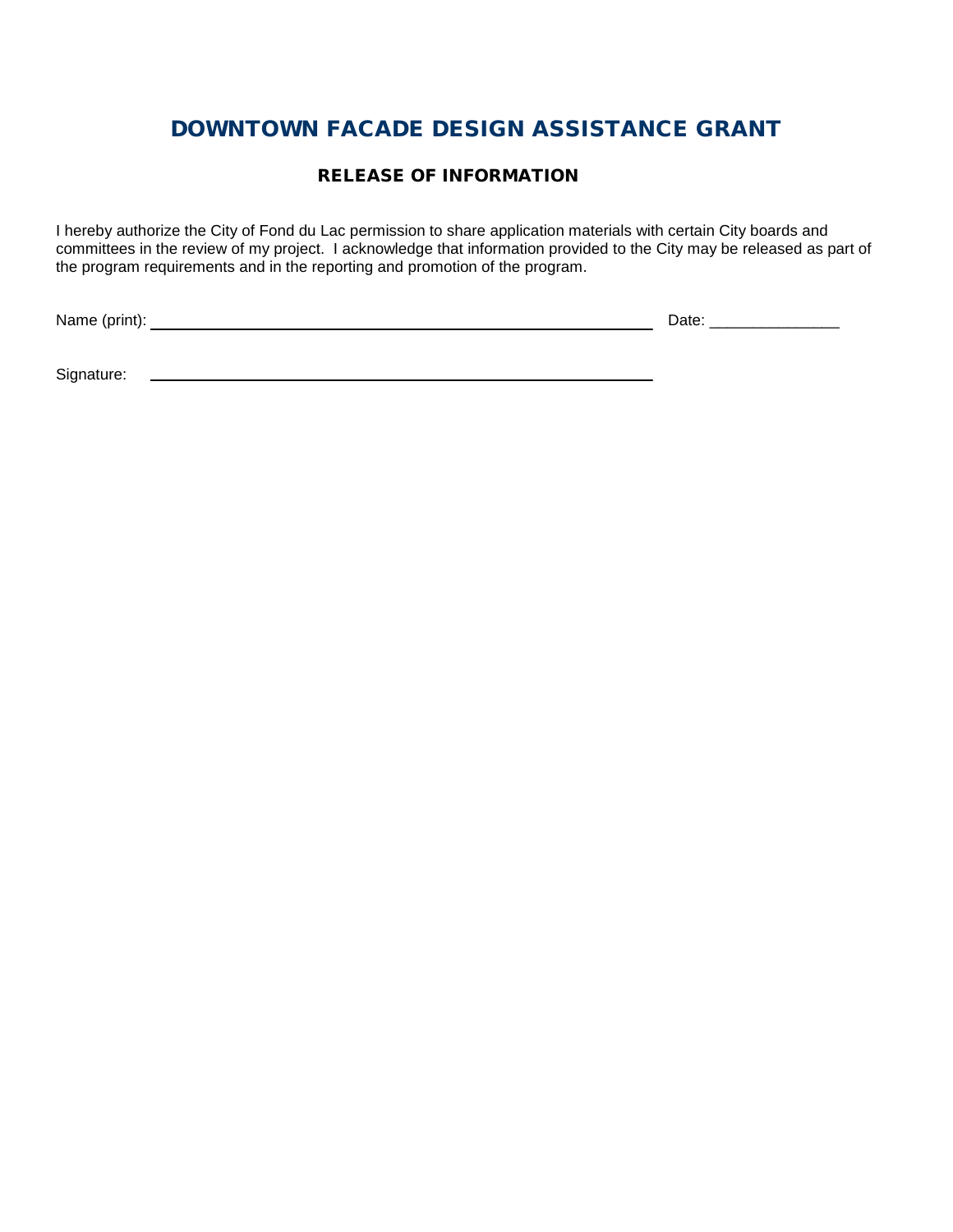# DOWNTOWN FACADE DESIGN ASSISTANCE GRANT

## RELEASE OF INFORMATION

I hereby authorize the City of Fond du Lac permission to share application materials with certain City boards and committees in the review of my project. I acknowledge that information provided to the City may be released as part of the program requirements and in the reporting and promotion of the program.

Name (print): ________________________________________________ Date: _______________

Signature: ________________________________________________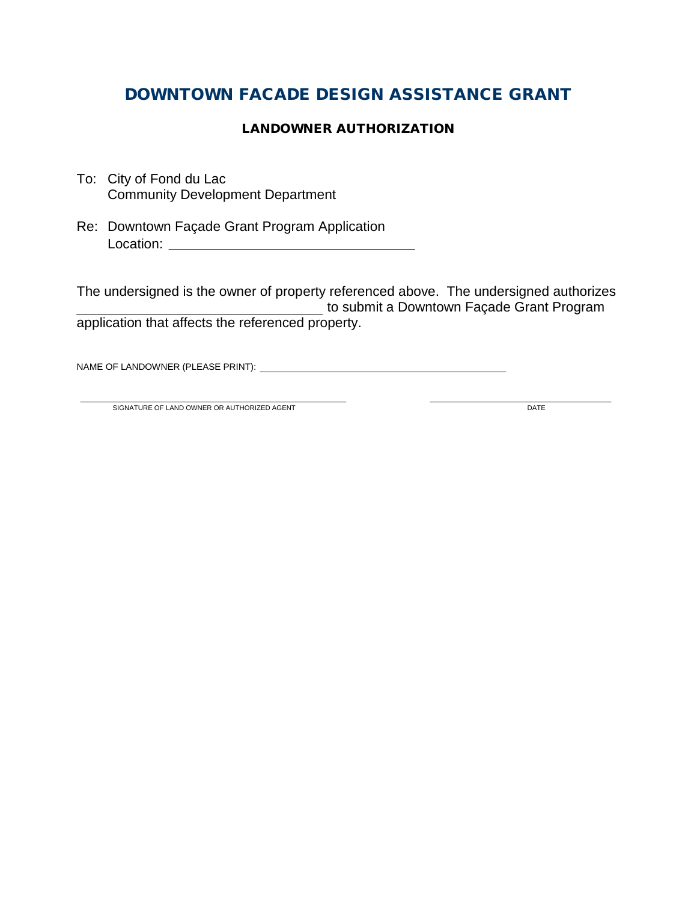# DOWNTOWN FACADE DESIGN ASSISTANCE GRANT

## LANDOWNER AUTHORIZATION

To: City of Fond du Lac
Community Development Department

Re: Downtown Façade Grant Program Application
Location: ________________________________

The undersigned is the owner of property referenced above. The undersigned authorizes ________________________________ to submit a Downtown Façade Grant Program application that affects the referenced property.

NAME OF LANDOWNER (PLEASE PRINT): ________________________________________

________________________________________ ________________________
SIGNATURE OF LAND OWNER OR AUTHORIZED AGENT DATE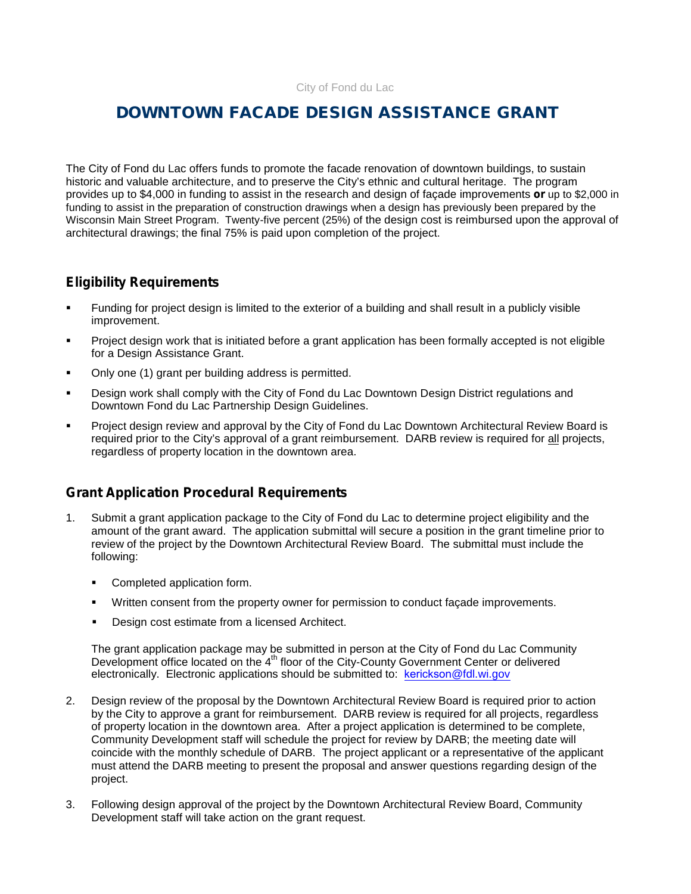City of Fond du Lac

# DOWNTOWN FACADE DESIGN ASSISTANCE GRANT

The City of Fond du Lac offers funds to promote the facade renovation of downtown buildings, to sustain historic and valuable architecture, and to preserve the City's ethnic and cultural heritage. The program provides up to $4,000 in funding to assist in the research and design of façade improvements **or** up to $2,000 in funding to assist in the preparation of construction drawings when a design has previously been prepared by the Wisconsin Main Street Program. Twenty-five percent (25%) of the design cost is reimbursed upon the approval of architectural drawings; the final 75% is paid upon completion of the project.

## Eligibility Requirements

- Funding for project design is limited to the exterior of a building and shall result in a publicly visible improvement.
- Project design work that is initiated before a grant application has been formally accepted is not eligible for a Design Assistance Grant.
- Only one (1) grant per building address is permitted.
- Design work shall comply with the City of Fond du Lac Downtown Design District regulations and Downtown Fond du Lac Partnership Design Guidelines.
- Project design review and approval by the City of Fond du Lac Downtown Architectural Review Board is required prior to the City's approval of a grant reimbursement. DARB review is required for <u>all</u> projects, regardless of property location in the downtown area.

## Grant Application Procedural Requirements

1. Submit a grant application package to the City of Fond du Lac to determine project eligibility and the amount of the grant award. The application submittal will secure a position in the grant timeline prior to review of the project by the Downtown Architectural Review Board. The submittal must include the following:

   - Completed application form.
   - Written consent from the property owner for permission to conduct façade improvements.
   - Design cost estimate from a licensed Architect.

   The grant application package may be submitted in person at the City of Fond du Lac Community Development office located on the 4th floor of the City-County Government Center or delivered electronically. Electronic applications should be submitted to: kerickson@fdl.wi.gov

2. Design review of the proposal by the Downtown Architectural Review Board is required prior to action by the City to approve a grant for reimbursement. DARB review is required for all projects, regardless of property location in the downtown area. After a project application is determined to be complete, Community Development staff will schedule the project for review by DARB; the meeting date will coincide with the monthly schedule of DARB. The project applicant or a representative of the applicant must attend the DARB meeting to present the proposal and answer questions regarding design of the project.

3. Following design approval of the project by the Downtown Architectural Review Board, Community Development staff will take action on the grant request.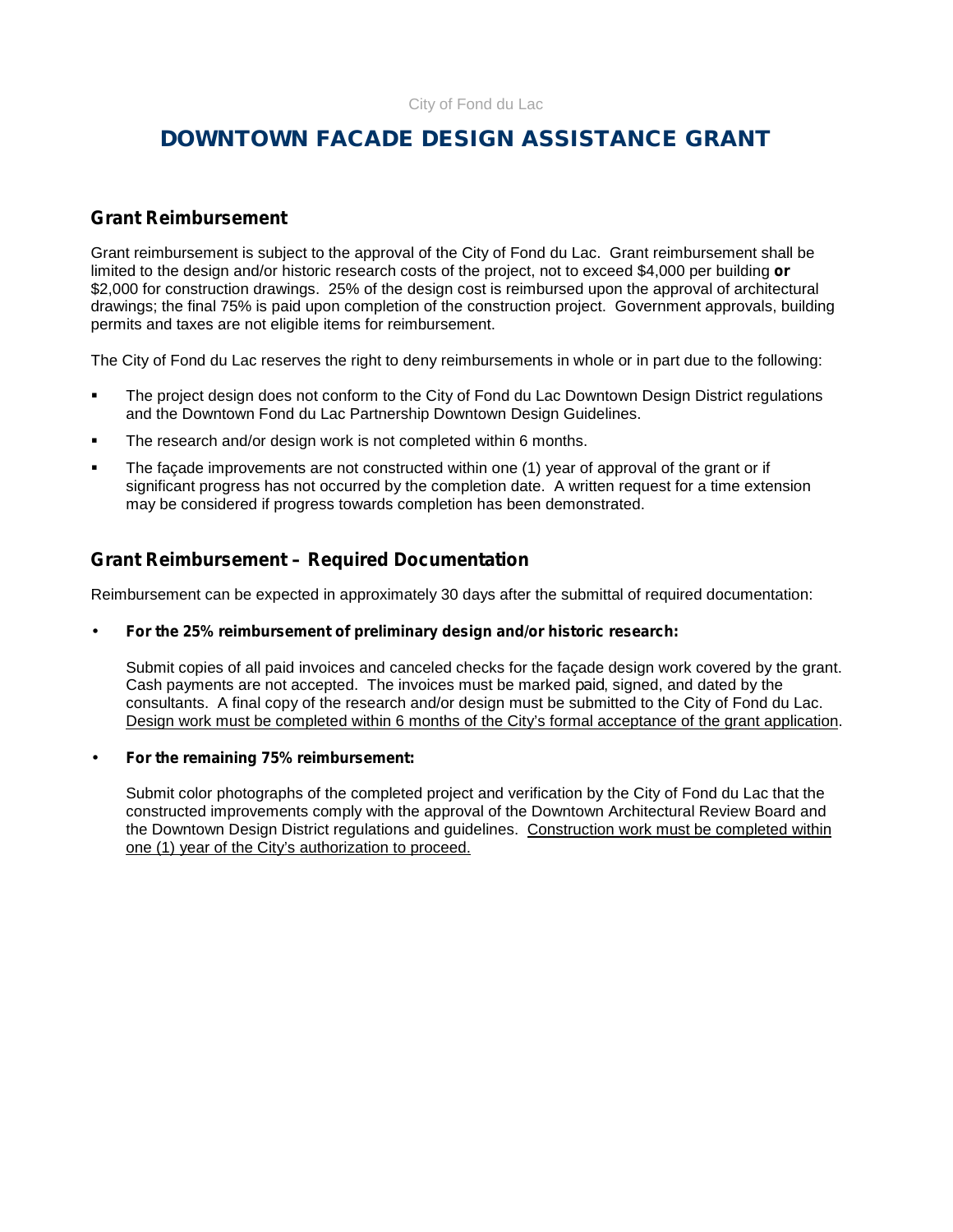City of Fond du Lac

# DOWNTOWN FACADE DESIGN ASSISTANCE GRANT

## Grant Reimbursement

Grant reimbursement is subject to the approval of the City of Fond du Lac. Grant reimbursement shall be limited to the design and/or historic research costs of the project, not to exceed $4,000 per building **or** $2,000 for construction drawings. 25% of the design cost is reimbursed upon the approval of architectural drawings; the final 75% is paid upon completion of the construction project. Government approvals, building permits and taxes are not eligible items for reimbursement.

The City of Fond du Lac reserves the right to deny reimbursements in whole or in part due to the following:

- The project design does not conform to the City of Fond du Lac Downtown Design District regulations and the Downtown Fond du Lac Partnership Downtown Design Guidelines.
- The research and/or design work is not completed within 6 months.
- The façade improvements are not constructed within one (1) year of approval of the grant or if significant progress has not occurred by the completion date. A written request for a time extension may be considered if progress towards completion has been demonstrated.

## Grant Reimbursement – Required Documentation

Reimbursement can be expected in approximately 30 days after the submittal of required documentation:

- **For the 25% reimbursement of preliminary design and/or historic research:**

  Submit copies of all paid invoices and canceled checks for the façade design work covered by the grant. Cash payments are not accepted. The invoices must be marked paid, signed, and dated by the consultants. A final copy of the research and/or design must be submitted to the City of Fond du Lac. <u>Design work must be completed within 6 months of the City's formal acceptance of the grant application</u>.

- **For the remaining 75% reimbursement:**

  Submit color photographs of the completed project and verification by the City of Fond du Lac that the constructed improvements comply with the approval of the Downtown Architectural Review Board and the Downtown Design District regulations and guidelines. <u>Construction work must be completed within one (1) year of the City's authorization to proceed.</u>